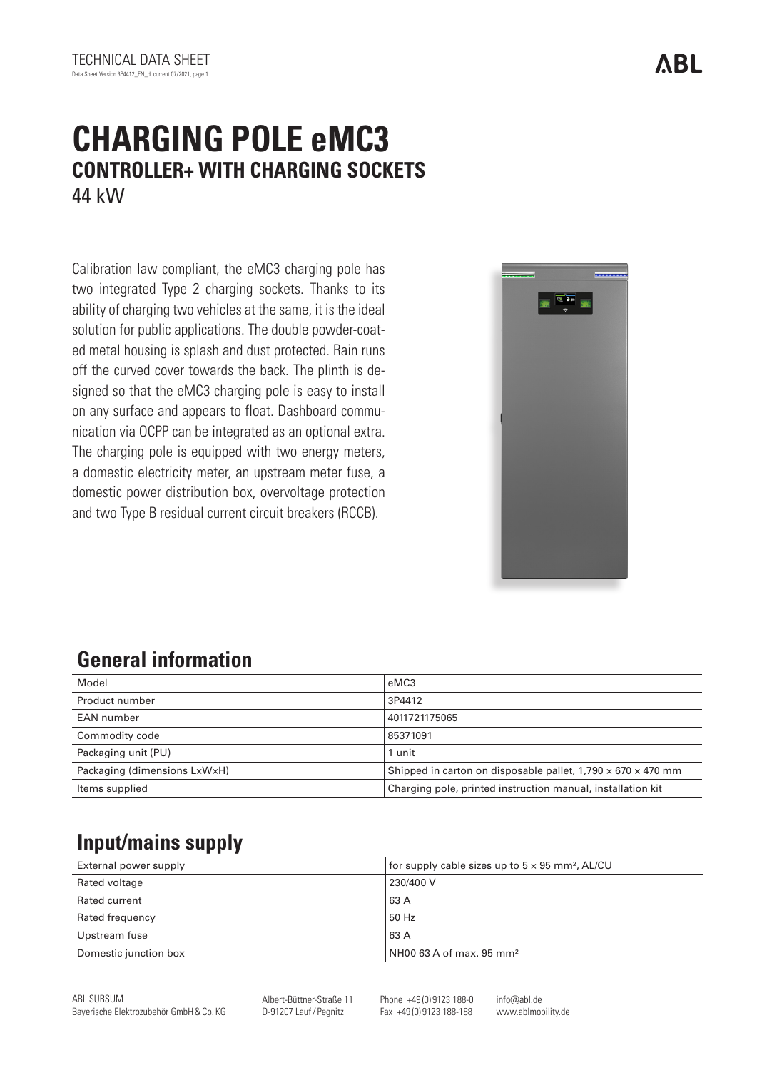TECHNICAL DATA SHEET

Data Sheet Version 3P4412_EN_d, current 07/2021, page 1

# CHARGING POLE eMC3

## CONTROLLER+ WITH CHARGING SOCKETS

44 kW

Calibration law compliant, the eMC3 charging pole has two integrated Type 2 charging sockets. Thanks to its ability of charging two vehicles at the same, it is the ideal solution for public applications. The double powder-coated metal housing is splash and dust protected. Rain runs off the curved cover towards the back. The plinth is designed so that the eMC3 charging pole is easy to install on any surface and appears to float. Dashboard communication via OCPP can be integrated as an optional extra. The charging pole is equipped with two energy meters, a domestic electricity meter, an upstream meter fuse, a domestic power distribution box, overvoltage protection and two Type B residual current circuit breakers (RCCB).

## General information

| Model | eMC3 |
|---|---|
| Product number | 3P4412 |
| EAN number | 4011721175065 |
| Commodity code | 85371091 |
| Packaging unit (PU) | 1 unit |
| Packaging (dimensions L×W×H) | Shipped in carton on disposable pallet, 1,790 × 670 × 470 mm |
| Items supplied | Charging pole, printed instruction manual, installation kit |

## Input/mains supply

| External power supply | for supply cable sizes up to 5 × 95 mm², AL/CU |
|---|---|
| Rated voltage | 230/400 V |
| Rated current | 63 A |
| Rated frequency | 50 Hz |
| Upstream fuse | 63 A |
| Domestic junction box | NH00 63 A of max. 95 mm² |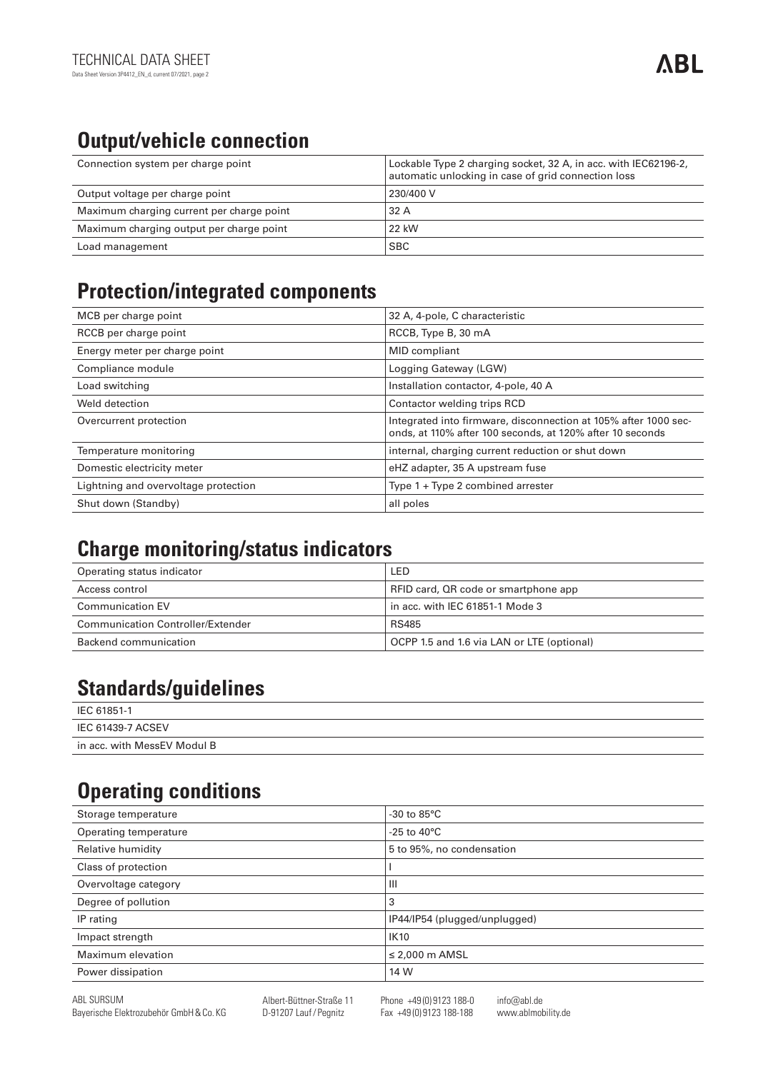## Output/vehicle connection

| | |
|---|---|
| Connection system per charge point | Lockable Type 2 charging socket, 32 A, in acc. with IEC62196-2, automatic unlocking in case of grid connection loss |
| Output voltage per charge point | 230/400 V |
| Maximum charging current per charge point | 32 A |
| Maximum charging output per charge point | 22 kW |
| Load management | SBC |

## Protection/integrated components

| | |
|---|---|
| MCB per charge point | 32 A, 4-pole, C characteristic |
| RCCB per charge point | RCCB, Type B, 30 mA |
| Energy meter per charge point | MID compliant |
| Compliance module | Logging Gateway (LGW) |
| Load switching | Installation contactor, 4-pole, 40 A |
| Weld detection | Contactor welding trips RCD |
| Overcurrent protection | Integrated into firmware, disconnection at 105% after 1000 seconds, at 110% after 100 seconds, at 120% after 10 seconds |
| Temperature monitoring | internal, charging current reduction or shut down |
| Domestic electricity meter | eHZ adapter, 35 A upstream fuse |
| Lightning and overvoltage protection | Type 1 + Type 2 combined arrester |
| Shut down (Standby) | all poles |

## Charge monitoring/status indicators

| | |
|---|---|
| Operating status indicator | LED |
| Access control | RFID card, QR code or smartphone app |
| Communication EV | in acc. with IEC 61851-1 Mode 3 |
| Communication Controller/Extender | RS485 |
| Backend communication | OCPP 1.5 and 1.6 via LAN or LTE (optional) |

## Standards/guidelines

- IEC 61851-1
- IEC 61439-7 ACSEV
- in acc. with MessEV Modul B

## Operating conditions

| | |
|---|---|
| Storage temperature | -30 to 85°C |
| Operating temperature | -25 to 40°C |
| Relative humidity | 5 to 95%, no condensation |
| Class of protection | I |
| Overvoltage category | III |
| Degree of pollution | 3 |
| IP rating | IP44/IP54 (plugged/unplugged) |
| Impact strength | IK10 |
| Maximum elevation | ≤ 2,000 m AMSL |
| Power dissipation | 14 W |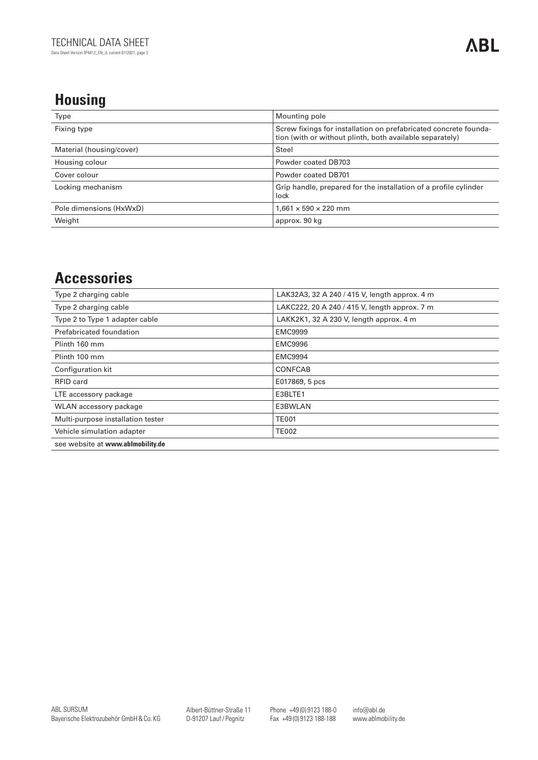## Housing

| Type | Mounting pole |
| --- | --- |
| Fixing type | Screw fixings for installation on prefabricated concrete foundation (with or without plinth, both available separately) |
| Material (housing/cover) | Steel |
| Housing colour | Powder coated DB703 |
| Cover colour | Powder coated DB701 |
| Locking mechanism | Grip handle, prepared for the installation of a profile cylinder lock |
| Pole dimensions (HxWxD) | 1,661 × 590 × 220 mm |
| Weight | approx. 90 kg |

## Accessories

| Type 2 charging cable | LAK32A3, 32 A 240 / 415 V, length approx. 4 m |
| --- | --- |
| Type 2 charging cable | LAKC222, 20 A 240 / 415 V, length approx. 7 m |
| Type 2 to Type 1 adapter cable | LAKK2K1, 32 A 230 V, length approx. 4 m |
| Prefabricated foundation | EMC9999 |
| Plinth 160 mm | EMC9996 |
| Plinth 100 mm | EMC9994 |
| Configuration kit | CONFCAB |
| RFID card | E017869, 5 pcs |
| LTE accessory package | E3BLTE1 |
| WLAN accessory package | E3BWLAN |
| Multi-purpose installation tester | TE001 |
| Vehicle simulation adapter | TE002 |
| see website at **www.ablmobility.de** | |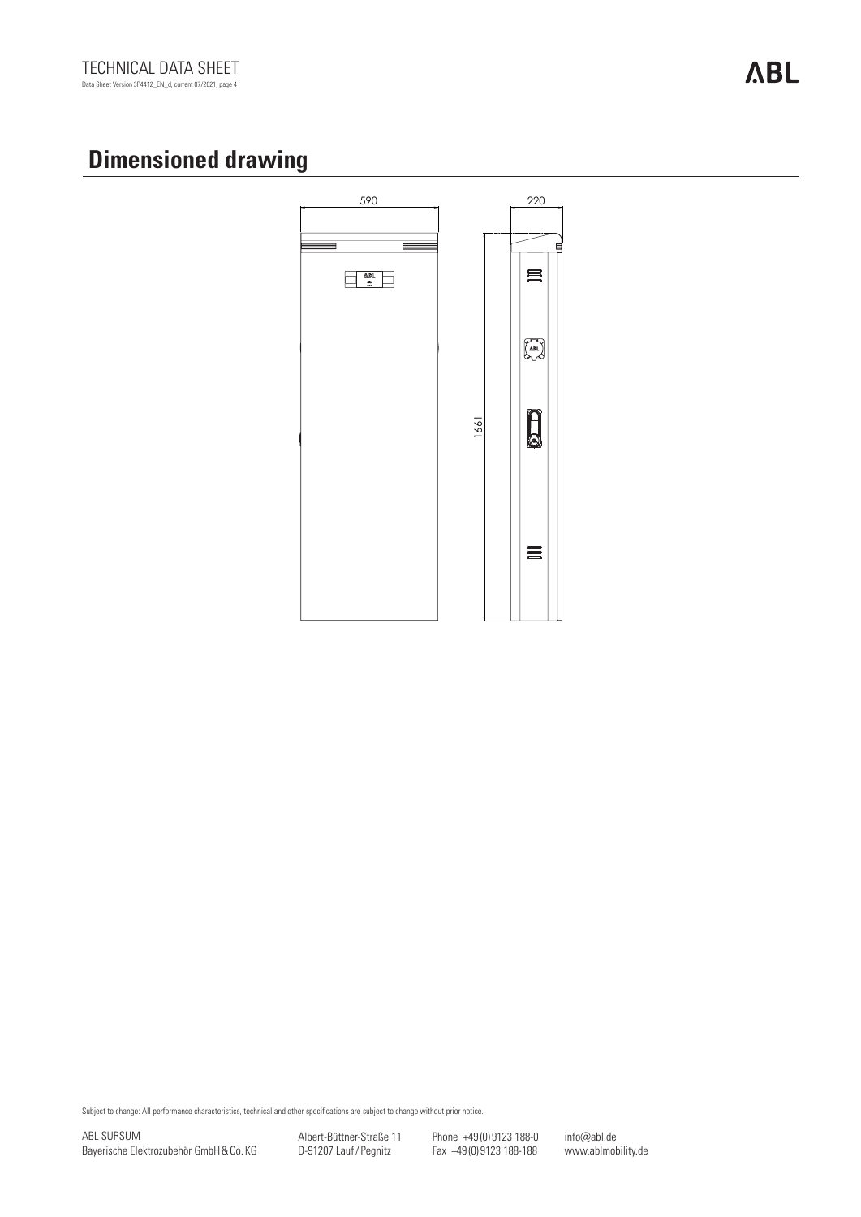## Dimensioned drawing

590

220

1661

Subject to change: All performance characteristics, technical and other specifications are subject to change without prior notice.

ABL SURSUM
Bayerische Elektrozubehör GmbH & Co. KG

Albert-Büttner-Straße 11
D-91207 Lauf / Pegnitz

Phone +49 (0) 9123 188-0
Fax +49 (0) 9123 188-188

info@abl.de
www.ablmobility.de